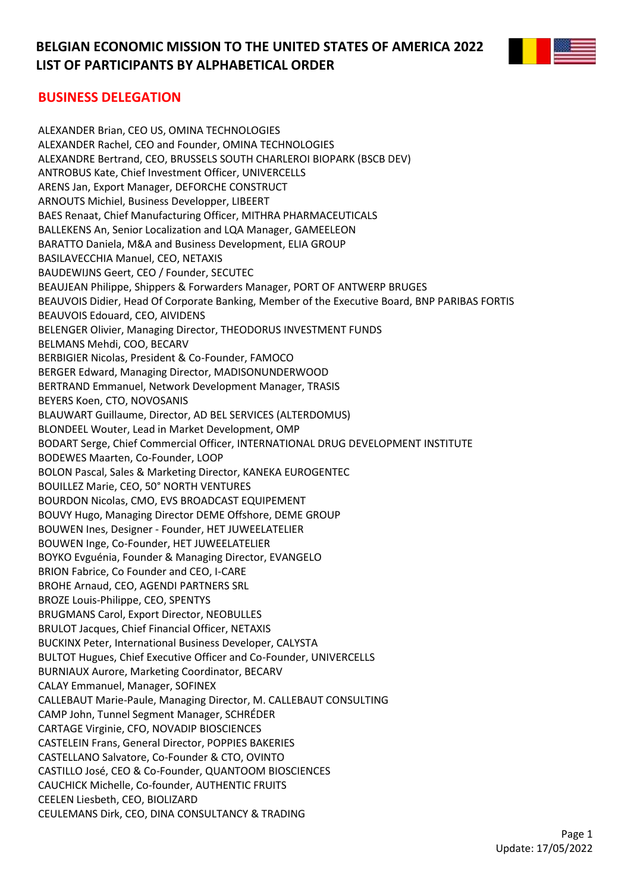# BELGIAN ECONOMIC MISSION TO THE UNITED STATES OF AMERICA 2022
# LIST OF PARTICIPANTS BY ALPHABETICAL ORDER

## BUSINESS DELEGATION

ALEXANDER Brian, CEO US, OMINA TECHNOLOGIES
ALEXANDER Rachel, CEO and Founder, OMINA TECHNOLOGIES
ALEXANDRE Bertrand, CEO, BRUSSELS SOUTH CHARLEROI BIOPARK (BSCB DEV)
ANTROBUS Kate, Chief Investment Officer, UNIVERCELLS
ARENS Jan, Export Manager, DEFORCHE CONSTRUCT
ARNOUTS Michiel, Business Developper, LIBEERT
BAES Renaat, Chief Manufacturing Officer, MITHRA PHARMACEUTICALS
BALLEKENS An, Senior Localization and LQA Manager, GAMEELEON
BARATTO Daniela, M&A and Business Development, ELIA GROUP
BASILAVECCHIA Manuel, CEO, NETAXIS
BAUDEWIJNS Geert, CEO / Founder, SECUTEC
BEAUJEAN Philippe, Shippers & Forwarders Manager, PORT OF ANTWERP BRUGES
BEAUVOIS Didier, Head Of Corporate Banking, Member of the Executive Board, BNP PARIBAS FORTIS
BEAUVOIS Edouard, CEO, AIVIDENS
BELENGER Olivier, Managing Director, THEODORUS INVESTMENT FUNDS
BELMANS Mehdi, COO, BECARV
BERBIGIER Nicolas, President & Co-Founder, FAMOCO
BERGER Edward, Managing Director, MADISONUNDERWOOD
BERTRAND Emmanuel, Network Development Manager, TRASIS
BEYERS Koen, CTO, NOVOSANIS
BLAUWART Guillaume, Director, AD BEL SERVICES (ALTERDOMUS)
BLONDEEL Wouter, Lead in Market Development, OMP
BODART Serge, Chief Commercial Officer, INTERNATIONAL DRUG DEVELOPMENT INSTITUTE
BODEWES Maarten, Co-Founder, LOOP
BOLON Pascal, Sales & Marketing Director, KANEKA EUROGENTEC
BOUILLEZ Marie, CEO, 50° NORTH VENTURES
BOURDON Nicolas, CMO, EVS BROADCAST EQUIPEMENT
BOUVY Hugo, Managing Director DEME Offshore, DEME GROUP
BOUWEN Ines, Designer - Founder, HET JUWEELATELIER
BOUWEN Inge, Co-Founder, HET JUWEELATELIER
BOYKO Evguénia, Founder & Managing Director, EVANGELO
BRION Fabrice, Co Founder and CEO, I-CARE
BROHE Arnaud, CEO, AGENDI PARTNERS SRL
BROZE Louis-Philippe, CEO, SPENTYS
BRUGMANS Carol, Export Director, NEOBULLES
BRULOT Jacques, Chief Financial Officer, NETAXIS
BUCKINX Peter, International Business Developer, CALYSTA
BULTOT Hugues, Chief Executive Officer and Co-Founder, UNIVERCELLS
BURNIAUX Aurore, Marketing Coordinator, BECARV
CALAY Emmanuel, Manager, SOFINEX
CALLEBAUT Marie-Paule, Managing Director, M. CALLEBAUT CONSULTING
CAMP John, Tunnel Segment Manager, SCHRÉDER
CARTAGE Virginie, CFO, NOVADIP BIOSCIENCES
CASTELEIN Frans, General Director, POPPIES BAKERIES
CASTELLANO Salvatore, Co-Founder & CTO, OVINTO
CASTILLO José, CEO & Co-Founder, QUANTOOM BIOSCIENCES
CAUCHICK Michelle, Co-founder, AUTHENTIC FRUITS
CEELEN Liesbeth, CEO, BIOLIZARD
CEULEMANS Dirk, CEO, DINA CONSULTANCY & TRADING

Update: 17/05/2022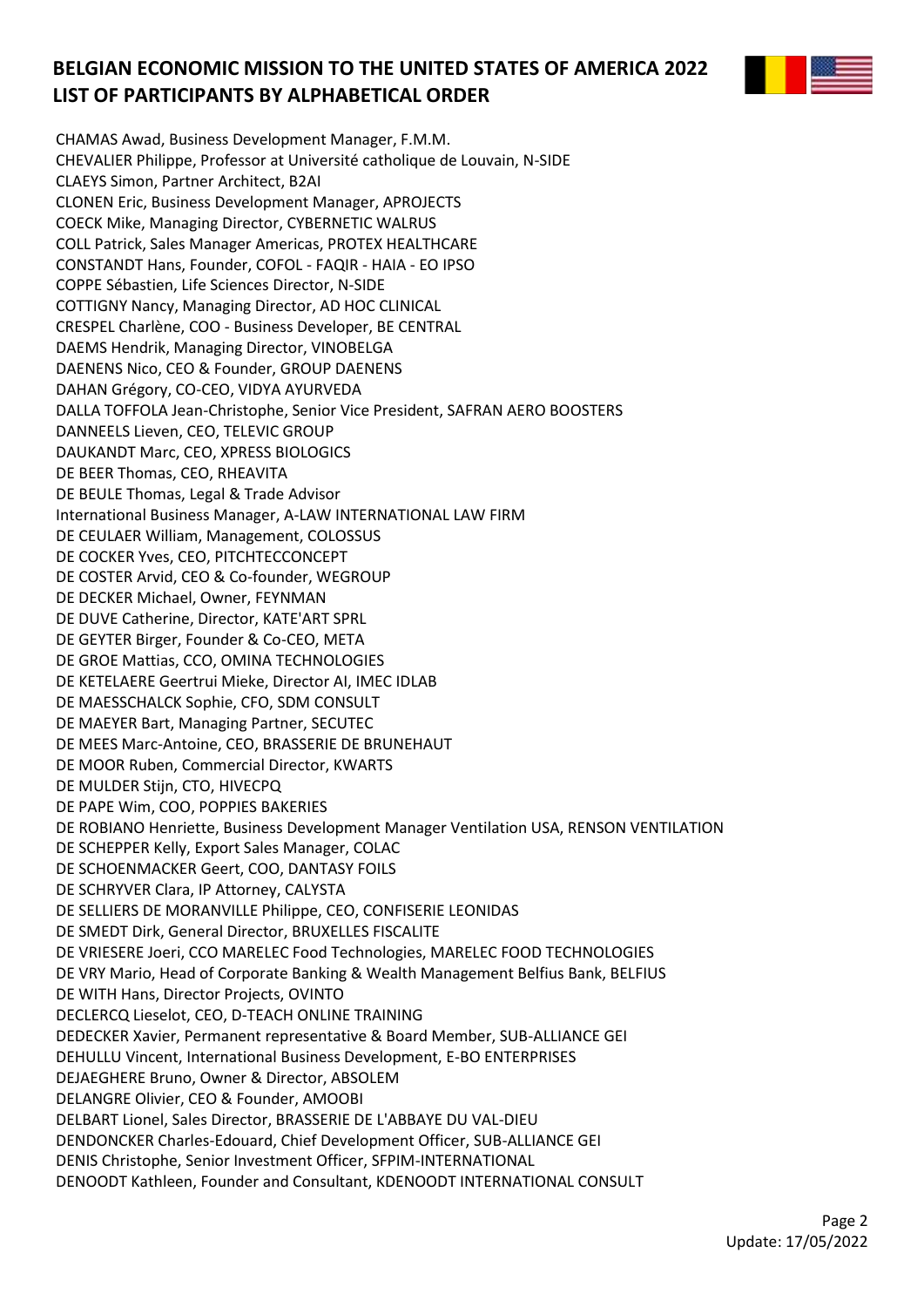# BELGIAN ECONOMIC MISSION TO THE UNITED STATES OF AMERICA 2022
# LIST OF PARTICIPANTS BY ALPHABETICAL ORDER

CHAMAS Awad, Business Development Manager, F.M.M.
CHEVALIER Philippe, Professor at Université catholique de Louvain, N-SIDE
CLAEYS Simon, Partner Architect, B2AI
CLONEN Eric, Business Development Manager, APROJECTS
COECK Mike, Managing Director, CYBERNETIC WALRUS
COLL Patrick, Sales Manager Americas, PROTEX HEALTHCARE
CONSTANDT Hans, Founder, COFOL - FAQIR - HAIA - EO IPSO
COPPE Sébastien, Life Sciences Director, N-SIDE
COTTIGNY Nancy, Managing Director, AD HOC CLINICAL
CRESPEL Charlène, COO - Business Developer, BE CENTRAL
DAEMS Hendrik, Managing Director, VINOBELGA
DAENENS Nico, CEO & Founder, GROUP DAENENS
DAHAN Grégory, CO-CEO, VIDYA AYURVEDA
DALLA TOFFOLA Jean-Christophe, Senior Vice President, SAFRAN AERO BOOSTERS
DANNEELS Lieven, CEO, TELEVIC GROUP
DAUKANDT Marc, CEO, XPRESS BIOLOGICS
DE BEER Thomas, CEO, RHEAVITA
DE BEULE Thomas, Legal & Trade Advisor
International Business Manager, A-LAW INTERNATIONAL LAW FIRM
DE CEULAER William, Management, COLOSSUS
DE COCKER Yves, CEO, PITCHTECCONCEPT
DE COSTER Arvid, CEO & Co-founder, WEGROUP
DE DECKER Michael, Owner, FEYNMAN
DE DUVE Catherine, Director, KATE'ART SPRL
DE GEYTER Birger, Founder & Co-CEO, META
DE GROE Mattias, CCO, OMINA TECHNOLOGIES
DE KETELAERE Geertrui Mieke, Director AI, IMEC IDLAB
DE MAESSCHALCK Sophie, CFO, SDM CONSULT
DE MAEYER Bart, Managing Partner, SECUTEC
DE MEES Marc-Antoine, CEO, BRASSERIE DE BRUNEHAUT
DE MOOR Ruben, Commercial Director, KWARTS
DE MULDER Stijn, CTO, HIVECPQ
DE PAPE Wim, COO, POPPIES BAKERIES
DE ROBIANO Henriette, Business Development Manager Ventilation USA, RENSON VENTILATION
DE SCHEPPER Kelly, Export Sales Manager, COLAC
DE SCHOENMACKER Geert, COO, DANTASY FOILS
DE SCHRYVER Clara, IP Attorney, CALYSTA
DE SELLIERS DE MORANVILLE Philippe, CEO, CONFISERIE LEONIDAS
DE SMEDT Dirk, General Director, BRUXELLES FISCALITE
DE VRIESERE Joeri, CCO MARELEC Food Technologies, MARELEC FOOD TECHNOLOGIES
DE VRY Mario, Head of Corporate Banking & Wealth Management Belfius Bank, BELFIUS
DE WITH Hans, Director Projects, OVINTO
DECLERCQ Lieselot, CEO, D-TEACH ONLINE TRAINING
DEDECKER Xavier, Permanent representative & Board Member, SUB-ALLIANCE GEI
DEHULLU Vincent, International Business Development, E-BO ENTERPRISES
DEJAEGHERE Bruno, Owner & Director, ABSOLEM
DELANGRE Olivier, CEO & Founder, AMOOBI
DELBART Lionel, Sales Director, BRASSERIE DE L'ABBAYE DU VAL-DIEU
DENDONCKER Charles-Edouard, Chief Development Officer, SUB-ALLIANCE GEI
DENIS Christophe, Senior Investment Officer, SFPIM-INTERNATIONAL
DENOODT Kathleen, Founder and Consultant, KDENOODT INTERNATIONAL CONSULT

Update: 17/05/2022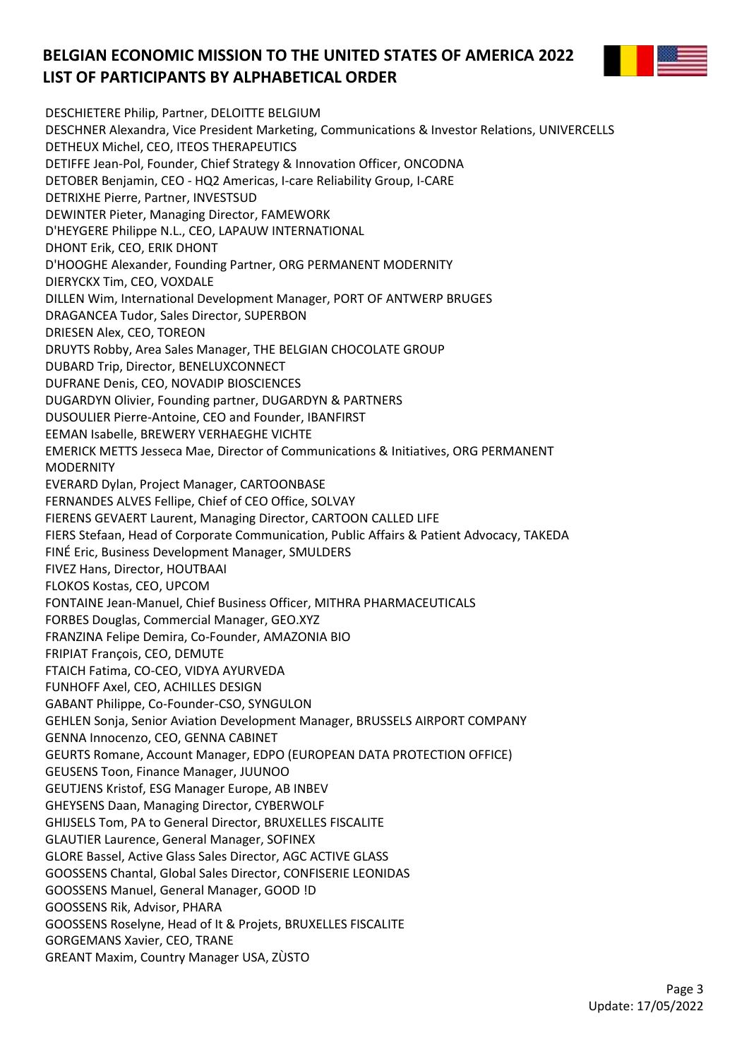# BELGIAN ECONOMIC MISSION TO THE UNITED STATES OF AMERICA 2022
# LIST OF PARTICIPANTS BY ALPHABETICAL ORDER

DESCHIETERE Philip, Partner, DELOITTE BELGIUM
DESCHNER Alexandra, Vice President Marketing, Communications & Investor Relations, UNIVERCELLS
DETHEUX Michel, CEO, ITEOS THERAPEUTICS
DETIFFE Jean-Pol, Founder, Chief Strategy & Innovation Officer, ONCODNA
DETOBER Benjamin, CEO - HQ2 Americas, I-care Reliability Group, I-CARE
DETRIXHE Pierre, Partner, INVESTSUD
DEWINTER Pieter, Managing Director, FAMEWORK
D'HEYGERE Philippe N.L., CEO, LAPAUW INTERNATIONAL
DHONT Erik, CEO, ERIK DHONT
D'HOOGHE Alexander, Founding Partner, ORG PERMANENT MODERNITY
DIERYCKX Tim, CEO, VOXDALE
DILLEN Wim, International Development Manager, PORT OF ANTWERP BRUGES
DRAGANCEA Tudor, Sales Director, SUPERBON
DRIESEN Alex, CEO, TOREON
DRUYTS Robby, Area Sales Manager, THE BELGIAN CHOCOLATE GROUP
DUBARD Trip, Director, BENELUXCONNECT
DUFRANE Denis, CEO, NOVADIP BIOSCIENCES
DUGARDYN Olivier, Founding partner, DUGARDYN & PARTNERS
DUSOULIER Pierre-Antoine, CEO and Founder, IBANFIRST
EEMAN Isabelle, BREWERY VERHAEGHE VICHTE
EMERICK METTS Jesseca Mae, Director of Communications & Initiatives, ORG PERMANENT MODERNITY
EVERARD Dylan, Project Manager, CARTOONBASE
FERNANDES ALVES Fellipe, Chief of CEO Office, SOLVAY
FIERENS GEVAERT Laurent, Managing Director, CARTOON CALLED LIFE
FIERS Stefaan, Head of Corporate Communication, Public Affairs & Patient Advocacy, TAKEDA
FINÉ Eric, Business Development Manager, SMULDERS
FIVEZ Hans, Director, HOUTBAAI
FLOKOS Kostas, CEO, UPCOM
FONTAINE Jean-Manuel, Chief Business Officer, MITHRA PHARMACEUTICALS
FORBES Douglas, Commercial Manager, GEO.XYZ
FRANZINA Felipe Demira, Co-Founder, AMAZONIA BIO
FRIPIAT François, CEO, DEMUTE
FTAICH Fatima, CO-CEO, VIDYA AYURVEDA
FUNHOFF Axel, CEO, ACHILLES DESIGN
GABANT Philippe, Co-Founder-CSO, SYNGULON
GEHLEN Sonja, Senior Aviation Development Manager, BRUSSELS AIRPORT COMPANY
GENNA Innocenzo, CEO, GENNA CABINET
GEURTS Romane, Account Manager, EDPO (EUROPEAN DATA PROTECTION OFFICE)
GEUSENS Toon, Finance Manager, JUUNOO
GEUTJENS Kristof, ESG Manager Europe, AB INBEV
GHEYSENS Daan, Managing Director, CYBERWOLF
GHIJSELS Tom, PA to General Director, BRUXELLES FISCALITE
GLAUTIER Laurence, General Manager, SOFINEX
GLORE Bassel, Active Glass Sales Director, AGC ACTIVE GLASS
GOOSSENS Chantal, Global Sales Director, CONFISERIE LEONIDAS
GOOSSENS Manuel, General Manager, GOOD !D
GOOSSENS Rik, Advisor, PHARA
GOOSSENS Roselyne, Head of It & Projets, BRUXELLES FISCALITE
GORGEMANS Xavier, CEO, TRANE
GREANT Maxim, Country Manager USA, ZÙSTO

Update: 17/05/2022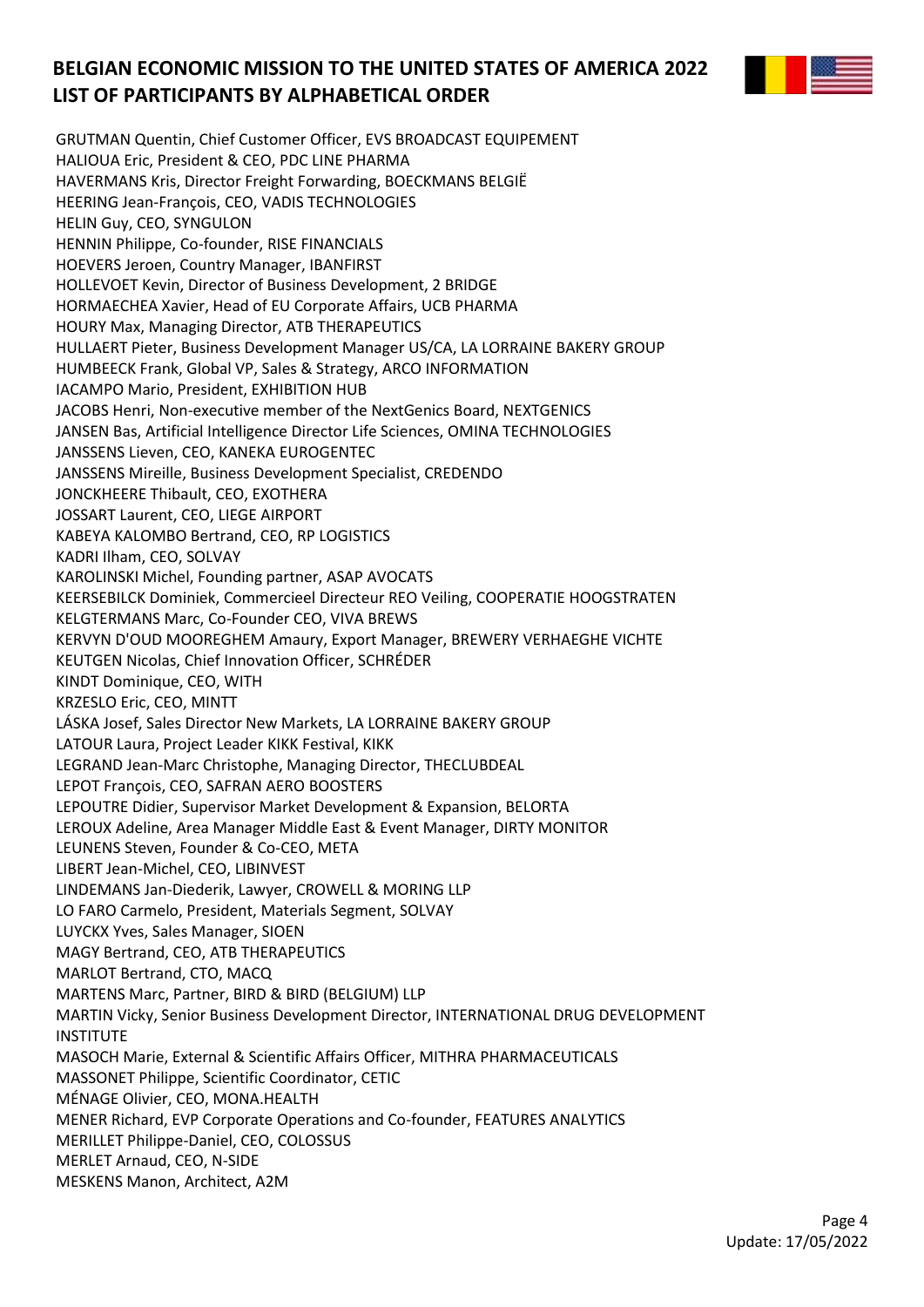# BELGIAN ECONOMIC MISSION TO THE UNITED STATES OF AMERICA 2022
# LIST OF PARTICIPANTS BY ALPHABETICAL ORDER

GRUTMAN Quentin, Chief Customer Officer, EVS BROADCAST EQUIPEMENT
HALIOUA Eric, President & CEO, PDC LINE PHARMA
HAVERMANS Kris, Director Freight Forwarding, BOECKMANS BELGIË
HEERING Jean-François, CEO, VADIS TECHNOLOGIES
HELIN Guy, CEO, SYNGULON
HENNIN Philippe, Co-founder, RISE FINANCIALS
HOEVERS Jeroen, Country Manager, IBANFIRST
HOLLEVOET Kevin, Director of Business Development, 2 BRIDGE
HORMAECHEA Xavier, Head of EU Corporate Affairs, UCB PHARMA
HOURY Max, Managing Director, ATB THERAPEUTICS
HULLAERT Pieter, Business Development Manager US/CA, LA LORRAINE BAKERY GROUP
HUMBEECK Frank, Global VP, Sales & Strategy, ARCO INFORMATION
IACAMPO Mario, President, EXHIBITION HUB
JACOBS Henri, Non-executive member of the NextGenics Board, NEXTGENICS
JANSEN Bas, Artificial Intelligence Director Life Sciences, OMINA TECHNOLOGIES
JANSSENS Lieven, CEO, KANEKA EUROGENTEC
JANSSENS Mireille, Business Development Specialist, CREDENDO
JONCKHEERE Thibault, CEO, EXOTHERA
JOSSART Laurent, CEO, LIEGE AIRPORT
KABEYA KALOMBO Bertrand, CEO, RP LOGISTICS
KADRI Ilham, CEO, SOLVAY
KAROLINSKI Michel, Founding partner, ASAP AVOCATS
KEERSEBILCK Dominiek, Commercieel Directeur REO Veiling, COOPERATIE HOOGSTRATEN
KELGTERMANS Marc, Co-Founder CEO, VIVA BREWS
KERVYN D'OUD MOOREGHEM Amaury, Export Manager, BREWERY VERHAEGHE VICHTE
KEUTGEN Nicolas, Chief Innovation Officer, SCHRÉDER
KINDT Dominique, CEO, WITH
KRZESLO Eric, CEO, MINTT
LÁSKA Josef, Sales Director New Markets, LA LORRAINE BAKERY GROUP
LATOUR Laura, Project Leader KIKK Festival, KIKK
LEGRAND Jean-Marc Christophe, Managing Director, THECLUBDEAL
LEPOT François, CEO, SAFRAN AERO BOOSTERS
LEPOUTRE Didier, Supervisor Market Development & Expansion, BELORTA
LEROUX Adeline, Area Manager Middle East & Event Manager, DIRTY MONITOR
LEUNENS Steven, Founder & Co-CEO, META
LIBERT Jean-Michel, CEO, LIBINVEST
LINDEMANS Jan-Diederik, Lawyer, CROWELL & MORING LLP
LO FARO Carmelo, President, Materials Segment, SOLVAY
LUYCKX Yves, Sales Manager, SIOEN
MAGY Bertrand, CEO, ATB THERAPEUTICS
MARLOT Bertrand, CTO, MACQ
MARTENS Marc, Partner, BIRD & BIRD (BELGIUM) LLP
MARTIN Vicky, Senior Business Development Director, INTERNATIONAL DRUG DEVELOPMENT INSTITUTE
MASOCH Marie, External & Scientific Affairs Officer, MITHRA PHARMACEUTICALS
MASSONET Philippe, Scientific Coordinator, CETIC
MÉNAGE Olivier, CEO, MONA.HEALTH
MENER Richard, EVP Corporate Operations and Co-founder, FEATURES ANALYTICS
MERILLET Philippe-Daniel, CEO, COLOSSUS
MERLET Arnaud, CEO, N-SIDE
MESKENS Manon, Architect, A2M

Update: 17/05/2022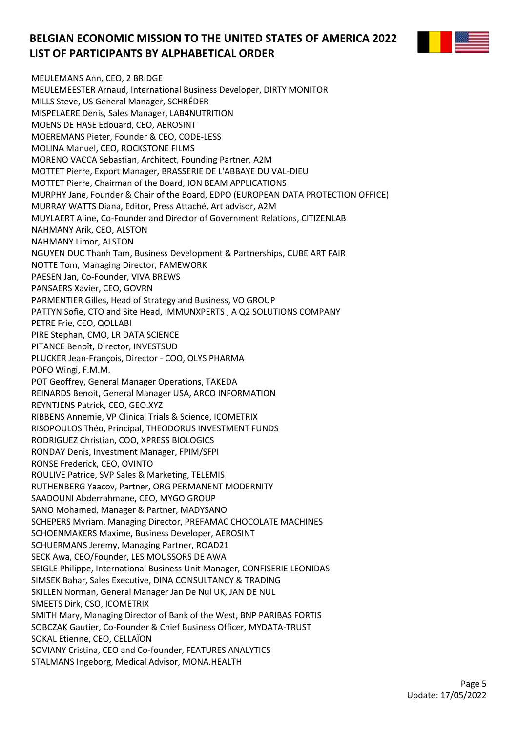# BELGIAN ECONOMIC MISSION TO THE UNITED STATES OF AMERICA 2022
# LIST OF PARTICIPANTS BY ALPHABETICAL ORDER

MEULEMANS Ann, CEO, 2 BRIDGE
MEULEMEESTER Arnaud, International Business Developer, DIRTY MONITOR
MILLS Steve, US General Manager, SCHRÉDER
MISPELAERE Denis, Sales Manager, LAB4NUTRITION
MOENS DE HASE Edouard, CEO, AEROSINT
MOEREMANS Pieter, Founder & CEO, CODE-LESS
MOLINA Manuel, CEO, ROCKSTONE FILMS
MORENO VACCA Sebastian, Architect, Founding Partner, A2M
MOTTET Pierre, Export Manager, BRASSERIE DE L'ABBAYE DU VAL-DIEU
MOTTET Pierre, Chairman of the Board, ION BEAM APPLICATIONS
MURPHY Jane, Founder & Chair of the Board, EDPO (EUROPEAN DATA PROTECTION OFFICE)
MURRAY WATTS Diana, Editor, Press Attaché, Art advisor, A2M
MUYLAERT Aline, Co-Founder and Director of Government Relations, CITIZENLAB
NAHMANY Arik, CEO, ALSTON
NAHMANY Limor, ALSTON
NGUYEN DUC Thanh Tam, Business Development & Partnerships, CUBE ART FAIR
NOTTE Tom, Managing Director, FAMEWORK
PAESEN Jan, Co-Founder, VIVA BREWS
PANSAERS Xavier, CEO, GOVRN
PARMENTIER Gilles, Head of Strategy and Business, VO GROUP
PATTYN Sofie, CTO and Site Head, IMMUNXPERTS , A Q2 SOLUTIONS COMPANY
PETRE Frie, CEO, QOLLABI
PIRE Stephan, CMO, LR DATA SCIENCE
PITANCE Benoît, Director, INVESTSUD
PLUCKER Jean-François, Director - COO, OLYS PHARMA
POFO Wingi, F.M.M.
POT Geoffrey, General Manager Operations, TAKEDA
REINARDS Benoit, General Manager USA, ARCO INFORMATION
REYNTJENS Patrick, CEO, GEO.XYZ
RIBBENS Annemie, VP Clinical Trials & Science, ICOMETRIX
RISOPOULOS Théo, Principal, THEODORUS INVESTMENT FUNDS
RODRIGUEZ Christian, COO, XPRESS BIOLOGICS
RONDAY Denis, Investment Manager, FPIM/SFPI
RONSE Frederick, CEO, OVINTO
ROULIVE Patrice, SVP Sales & Marketing, TELEMIS
RUTHENBERG Yaacov, Partner, ORG PERMANENT MODERNITY
SAADOUNI Abderrahmane, CEO, MYGO GROUP
SANO Mohamed, Manager & Partner, MADYSANO
SCHEPERS Myriam, Managing Director, PREFAMAC CHOCOLATE MACHINES
SCHOENMAKERS Maxime, Business Developer, AEROSINT
SCHUERMANS Jeremy, Managing Partner, ROAD21
SECK Awa, CEO/Founder, LES MOUSSORS DE AWA
SEIGLE Philippe, International Business Unit Manager, CONFISERIE LEONIDAS
SIMSEK Bahar, Sales Executive, DINA CONSULTANCY & TRADING
SKILLEN Norman, General Manager Jan De Nul UK, JAN DE NUL
SMEETS Dirk, CSO, ICOMETRIX
SMITH Mary, Managing Director of Bank of the West, BNP PARIBAS FORTIS
SOBCZAK Gautier, Co-Founder & Chief Business Officer, MYDATA-TRUST
SOKAL Etienne, CEO, CELLAÏON
SOVIANY Cristina, CEO and Co-founder, FEATURES ANALYTICS
STALMANS Ingeborg, Medical Advisor, MONA.HEALTH

Update: 17/05/2022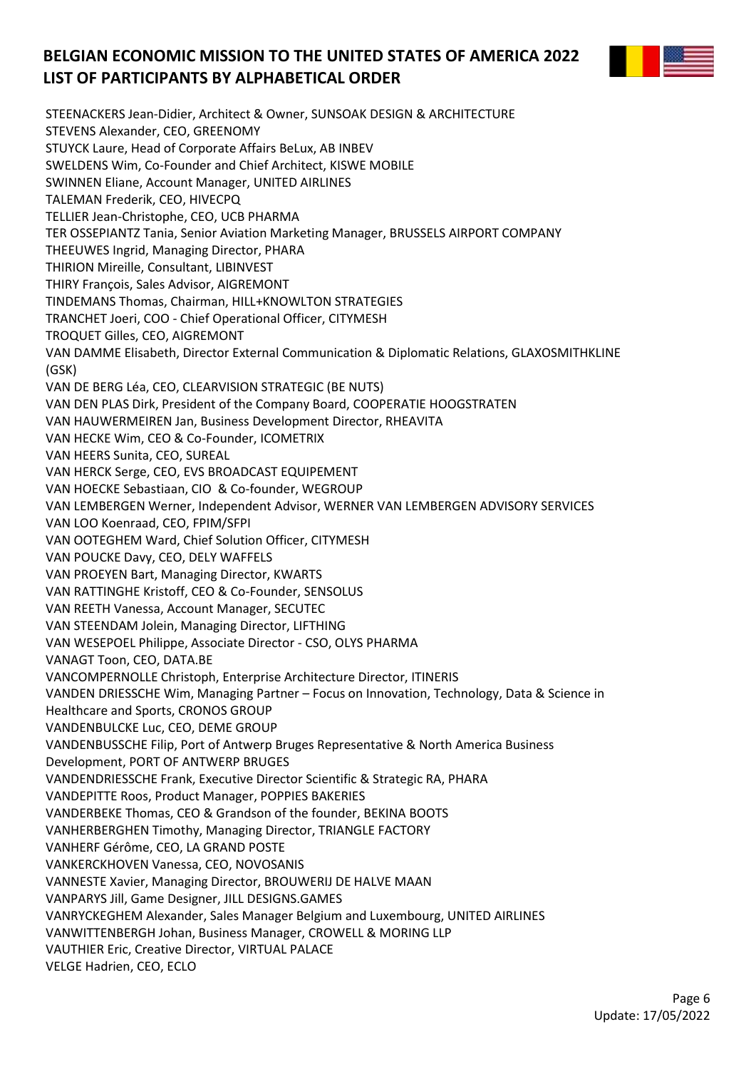# BELGIAN ECONOMIC MISSION TO THE UNITED STATES OF AMERICA 2022
# LIST OF PARTICIPANTS BY ALPHABETICAL ORDER

STEENACKERS Jean-Didier, Architect & Owner, SUNSOAK DESIGN & ARCHITECTURE
STEVENS Alexander, CEO, GREENOMY
STUYCK Laure, Head of Corporate Affairs BeLux, AB INBEV
SWELDENS Wim, Co-Founder and Chief Architect, KISWE MOBILE
SWINNEN Eliane, Account Manager, UNITED AIRLINES
TALEMAN Frederik, CEO, HIVECPQ
TELLIER Jean-Christophe, CEO, UCB PHARMA
TER OSSEPIANTZ Tania, Senior Aviation Marketing Manager, BRUSSELS AIRPORT COMPANY
THEEUWES Ingrid, Managing Director, PHARA
THIRION Mireille, Consultant, LIBINVEST
THIRY François, Sales Advisor, AIGREMONT
TINDEMANS Thomas, Chairman, HILL+KNOWLTON STRATEGIES
TRANCHET Joeri, COO - Chief Operational Officer, CITYMESH
TROQUET Gilles, CEO, AIGREMONT
VAN DAMME Elisabeth, Director External Communication & Diplomatic Relations, GLAXOSMITHKLINE (GSK)
VAN DE BERG Léa, CEO, CLEARVISION STRATEGIC (BE NUTS)
VAN DEN PLAS Dirk, President of the Company Board, COOPERATIE HOOGSTRATEN
VAN HAUWERMEIREN Jan, Business Development Director, RHEAVITA
VAN HECKE Wim, CEO & Co-Founder, ICOMETRIX
VAN HEERS Sunita, CEO, SUREAL
VAN HERCK Serge, CEO, EVS BROADCAST EQUIPEMENT
VAN HOECKE Sebastiaan, CIO & Co-founder, WEGROUP
VAN LEMBERGEN Werner, Independent Advisor, WERNER VAN LEMBERGEN ADVISORY SERVICES
VAN LOO Koenraad, CEO, FPIM/SFPI
VAN OOTEGHEM Ward, Chief Solution Officer, CITYMESH
VAN POUCKE Davy, CEO, DELY WAFFELS
VAN PROEYEN Bart, Managing Director, KWARTS
VAN RATTINGHE Kristoff, CEO & Co-Founder, SENSOLUS
VAN REETH Vanessa, Account Manager, SECUTEC
VAN STEENDAM Jolein, Managing Director, LIFTHING
VAN WESEPOEL Philippe, Associate Director - CSO, OLYS PHARMA
VANAGT Toon, CEO, DATA.BE
VANCOMPERNOLLE Christoph, Enterprise Architecture Director, ITINERIS
VANDEN DRIESSCHE Wim, Managing Partner – Focus on Innovation, Technology, Data & Science in Healthcare and Sports, CRONOS GROUP
VANDENBULCKE Luc, CEO, DEME GROUP
VANDENBUSSCHE Filip, Port of Antwerp Bruges Representative & North America Business Development, PORT OF ANTWERP BRUGES
VANDENDRIESSCHE Frank, Executive Director Scientific & Strategic RA, PHARA
VANDEPITTE Roos, Product Manager, POPPIES BAKERIES
VANDERBEKE Thomas, CEO & Grandson of the founder, BEKINA BOOTS
VANHERBERGHEN Timothy, Managing Director, TRIANGLE FACTORY
VANHERF Gérôme, CEO, LA GRAND POSTE
VANKERCKHOVEN Vanessa, CEO, NOVOSANIS
VANNESTE Xavier, Managing Director, BROUWERIJ DE HALVE MAAN
VANPARYS Jill, Game Designer, JILL DESIGNS.GAMES
VANRYCKEGHEM Alexander, Sales Manager Belgium and Luxembourg, UNITED AIRLINES
VANWITTENBERGH Johan, Business Manager, CROWELL & MORING LLP
VAUTHIER Eric, Creative Director, VIRTUAL PALACE
VELGE Hadrien, CEO, ECLO

Update: 17/05/2022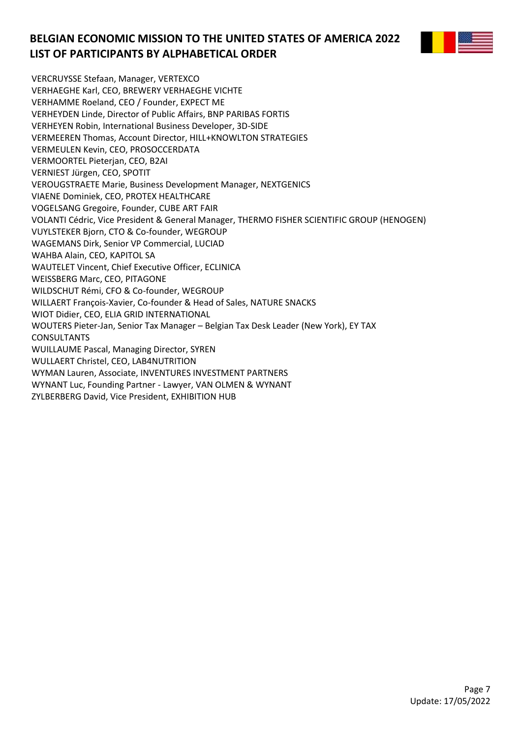# BELGIAN ECONOMIC MISSION TO THE UNITED STATES OF AMERICA 2022
# LIST OF PARTICIPANTS BY ALPHABETICAL ORDER

VERCRUYSSE Stefaan, Manager, VERTEXCO
VERHAEGHE Karl, CEO, BREWERY VERHAEGHE VICHTE
VERHAMME Roeland, CEO / Founder, EXPECT ME
VERHEYDEN Linde, Director of Public Affairs, BNP PARIBAS FORTIS
VERHEYEN Robin, International Business Developer, 3D-SIDE
VERMEEREN Thomas, Account Director, HILL+KNOWLTON STRATEGIES
VERMEULEN Kevin, CEO, PROSOCCERDATA
VERMOORTEL Pieterjan, CEO, B2AI
VERNIEST Jürgen, CEO, SPOTIT
VEROUGSTRAETE Marie, Business Development Manager, NEXTGENICS
VIAENE Dominiek, CEO, PROTEX HEALTHCARE
VOGELSANG Gregoire, Founder, CUBE ART FAIR
VOLANTI Cédric, Vice President & General Manager, THERMO FISHER SCIENTIFIC GROUP (HENOGEN)
VUYLSTEKER Bjorn, CTO & Co-founder, WEGROUP
WAGEMANS Dirk, Senior VP Commercial, LUCIAD
WAHBA Alain, CEO, KAPITOL SA
WAUTELET Vincent, Chief Executive Officer, ECLINICA
WEISSBERG Marc, CEO, PITAGONE
WILDSCHUT Rémi, CFO & Co-founder, WEGROUP
WILLAERT François-Xavier, Co-founder & Head of Sales, NATURE SNACKS
WIOT Didier, CEO, ELIA GRID INTERNATIONAL
WOUTERS Pieter-Jan, Senior Tax Manager – Belgian Tax Desk Leader (New York), EY TAX CONSULTANTS
WUILLAUME Pascal, Managing Director, SYREN
WULLAERT Christel, CEO, LAB4NUTRITION
WYMAN Lauren, Associate, INVENTURES INVESTMENT PARTNERS
WYNANT Luc, Founding Partner - Lawyer, VAN OLMEN & WYNANT
ZYLBERBERG David, Vice President, EXHIBITION HUB

Update: 17/05/2022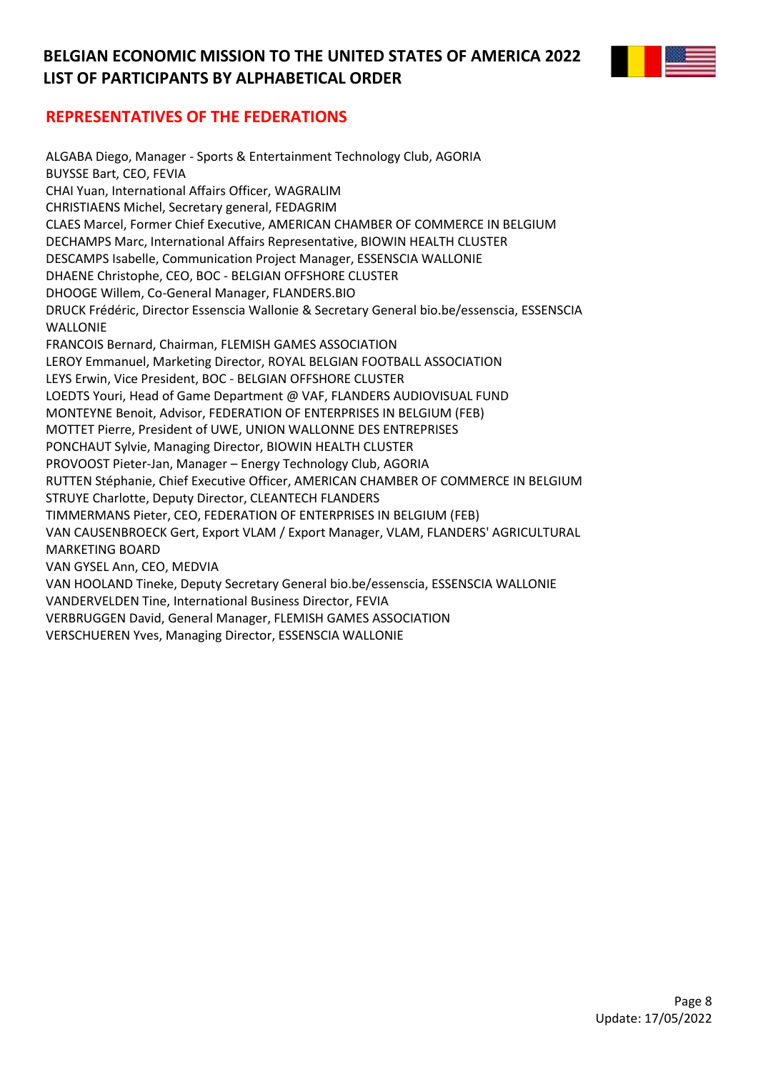# BELGIAN ECONOMIC MISSION TO THE UNITED STATES OF AMERICA 2022
# LIST OF PARTICIPANTS BY ALPHABETICAL ORDER

## REPRESENTATIVES OF THE FEDERATIONS

ALGABA Diego, Manager - Sports & Entertainment Technology Club, AGORIA
BUYSSE Bart, CEO, FEVIA
CHAI Yuan, International Affairs Officer, WAGRALIM
CHRISTIAENS Michel, Secretary general, FEDAGRIM
CLAES Marcel, Former Chief Executive, AMERICAN CHAMBER OF COMMERCE IN BELGIUM
DECHAMPS Marc, International Affairs Representative, BIOWIN HEALTH CLUSTER
DESCAMPS Isabelle, Communication Project Manager, ESSENSCIA WALLONIE
DHAENE Christophe, CEO, BOC - BELGIAN OFFSHORE CLUSTER
DHOOGE Willem, Co-General Manager, FLANDERS.BIO
DRUCK Frédéric, Director Essenscia Wallonie & Secretary General bio.be/essenscia, ESSENSCIA WALLONIE
FRANCOIS Bernard, Chairman, FLEMISH GAMES ASSOCIATION
LEROY Emmanuel, Marketing Director, ROYAL BELGIAN FOOTBALL ASSOCIATION
LEYS Erwin, Vice President, BOC - BELGIAN OFFSHORE CLUSTER
LOEDTS Youri, Head of Game Department @ VAF, FLANDERS AUDIOVISUAL FUND
MONTEYNE Benoit, Advisor, FEDERATION OF ENTERPRISES IN BELGIUM (FEB)
MOTTET Pierre, President of UWE, UNION WALLONNE DES ENTREPRISES
PONCHAUT Sylvie, Managing Director, BIOWIN HEALTH CLUSTER
PROVOOST Pieter-Jan, Manager – Energy Technology Club, AGORIA
RUTTEN Stéphanie, Chief Executive Officer, AMERICAN CHAMBER OF COMMERCE IN BELGIUM
STRUYE Charlotte, Deputy Director, CLEANTECH FLANDERS
TIMMERMANS Pieter, CEO, FEDERATION OF ENTERPRISES IN BELGIUM (FEB)
VAN CAUSENBROECK Gert, Export VLAM / Export Manager, VLAM, FLANDERS' AGRICULTURAL MARKETING BOARD
VAN GYSEL Ann, CEO, MEDVIA
VAN HOOLAND Tineke, Deputy Secretary General bio.be/essenscia, ESSENSCIA WALLONIE
VANDERVELDEN Tine, International Business Director, FEVIA
VERBRUGGEN David, General Manager, FLEMISH GAMES ASSOCIATION
VERSCHUEREN Yves, Managing Director, ESSENSCIA WALLONIE

Update: 17/05/2022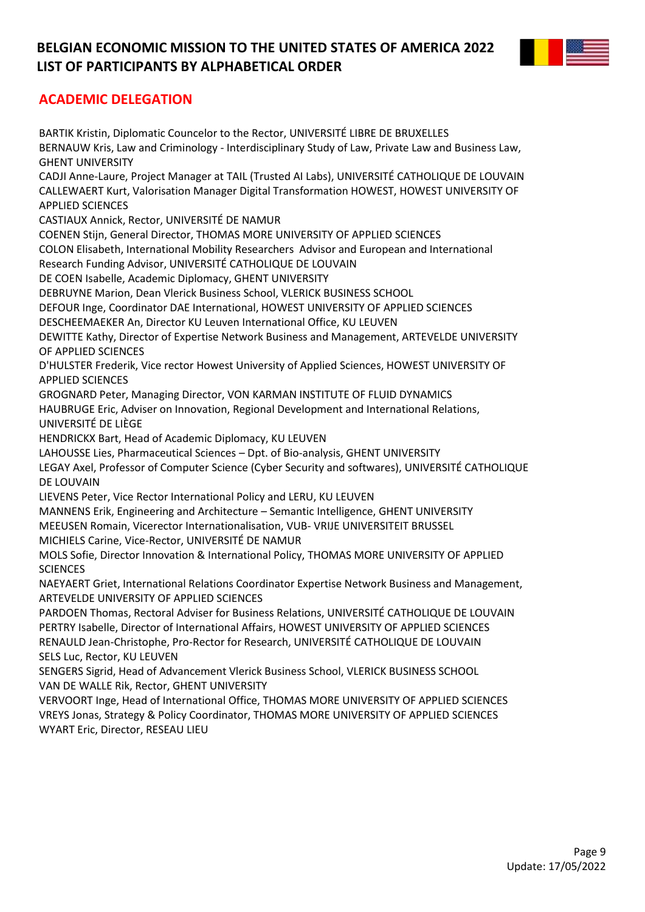# BELGIAN ECONOMIC MISSION TO THE UNITED STATES OF AMERICA 2022
# LIST OF PARTICIPANTS BY ALPHABETICAL ORDER

## ACADEMIC DELEGATION

BARTIK Kristin, Diplomatic Councelor to the Rector, UNIVERSITÉ LIBRE DE BRUXELLES
BERNAUW Kris, Law and Criminology - Interdisciplinary Study of Law, Private Law and Business Law, GHENT UNIVERSITY
CADJI Anne-Laure, Project Manager at TAIL (Trusted AI Labs), UNIVERSITÉ CATHOLIQUE DE LOUVAIN
CALLEWAERT Kurt, Valorisation Manager Digital Transformation HOWEST, HOWEST UNIVERSITY OF APPLIED SCIENCES
CASTIAUX Annick, Rector, UNIVERSITÉ DE NAMUR
COENEN Stijn, General Director, THOMAS MORE UNIVERSITY OF APPLIED SCIENCES
COLON Elisabeth, International Mobility Researchers Advisor and European and International Research Funding Advisor, UNIVERSITÉ CATHOLIQUE DE LOUVAIN
DE COEN Isabelle, Academic Diplomacy, GHENT UNIVERSITY
DEBRUYNE Marion, Dean Vlerick Business School, VLERICK BUSINESS SCHOOL
DEFOUR Inge, Coordinator DAE International, HOWEST UNIVERSITY OF APPLIED SCIENCES
DESCHEEMAEKER An, Director KU Leuven International Office, KU LEUVEN
DEWITTE Kathy, Director of Expertise Network Business and Management, ARTEVELDE UNIVERSITY OF APPLIED SCIENCES
D'HULSTER Frederik, Vice rector Howest University of Applied Sciences, HOWEST UNIVERSITY OF APPLIED SCIENCES
GROGNARD Peter, Managing Director, VON KARMAN INSTITUTE OF FLUID DYNAMICS
HAUBRUGE Eric, Adviser on Innovation, Regional Development and International Relations, UNIVERSITÉ DE LIÈGE
HENDRICKX Bart, Head of Academic Diplomacy, KU LEUVEN
LAHOUSSE Lies, Pharmaceutical Sciences – Dpt. of Bio-analysis, GHENT UNIVERSITY
LEGAY Axel, Professor of Computer Science (Cyber Security and softwares), UNIVERSITÉ CATHOLIQUE DE LOUVAIN
LIEVENS Peter, Vice Rector International Policy and LERU, KU LEUVEN
MANNENS Erik, Engineering and Architecture – Semantic Intelligence, GHENT UNIVERSITY
MEEUSEN Romain, Vicerector Internationalisation, VUB- VRIJE UNIVERSITEIT BRUSSEL
MICHIELS Carine, Vice-Rector, UNIVERSITÉ DE NAMUR
MOLS Sofie, Director Innovation & International Policy, THOMAS MORE UNIVERSITY OF APPLIED SCIENCES
NAEYAERT Griet, International Relations Coordinator Expertise Network Business and Management, ARTEVELDE UNIVERSITY OF APPLIED SCIENCES
PARDOEN Thomas, Rectoral Adviser for Business Relations, UNIVERSITÉ CATHOLIQUE DE LOUVAIN
PERTRY Isabelle, Director of International Affairs, HOWEST UNIVERSITY OF APPLIED SCIENCES
RENAULD Jean-Christophe, Pro-Rector for Research, UNIVERSITÉ CATHOLIQUE DE LOUVAIN
SELS Luc, Rector, KU LEUVEN
SENGERS Sigrid, Head of Advancement Vlerick Business School, VLERICK BUSINESS SCHOOL
VAN DE WALLE Rik, Rector, GHENT UNIVERSITY
VERVOORT Inge, Head of International Office, THOMAS MORE UNIVERSITY OF APPLIED SCIENCES
VREYS Jonas, Strategy & Policy Coordinator, THOMAS MORE UNIVERSITY OF APPLIED SCIENCES
WYART Eric, Director, RESEAU LIEU

Update: 17/05/2022